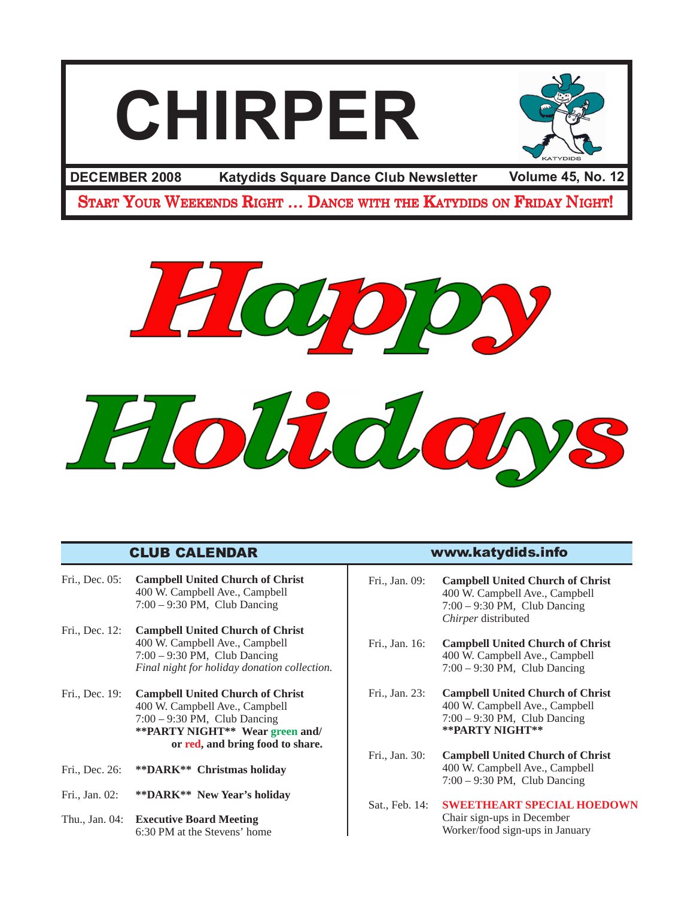# CHIRPER

**DECEMBER 2008** | **Katydids Square Dance Club Newsletter** | **Volume 45, No. 12**

START YOUR WEEKENDS RIGHT … DANCE WITH THE KATYDIDS ON FRIDAY NIGHT!

# Happy Holidays

## CLUB CALENDAR

www.katydids.info

Fri., Dec. 05: **Campbell United Church of Christ**
400 W. Campbell Ave., Campbell
7:00 – 9:30 PM, Club Dancing

Fri., Dec. 12: **Campbell United Church of Christ**
400 W. Campbell Ave., Campbell
7:00 – 9:30 PM, Club Dancing
*Final night for holiday donation collection.*

Fri., Dec. 19: **Campbell United Church of Christ**
400 W. Campbell Ave., Campbell
7:00 – 9:30 PM, Club Dancing
****PARTY NIGHT** Wear green and/ or red, and bring food to share.**

Fri., Dec. 26: ****DARK** Christmas holiday**

Fri., Jan. 02: ****DARK** New Year's holiday**

Thu., Jan. 04: **Executive Board Meeting**
6:30 PM at the Stevens' home

Fri., Jan. 09: **Campbell United Church of Christ**
400 W. Campbell Ave., Campbell
7:00 – 9:30 PM, Club Dancing
*Chirper* distributed

Fri., Jan. 16: **Campbell United Church of Christ**
400 W. Campbell Ave., Campbell
7:00 – 9:30 PM, Club Dancing

Fri., Jan. 23: **Campbell United Church of Christ**
400 W. Campbell Ave., Campbell
7:00 – 9:30 PM, Club Dancing
****PARTY NIGHT****

Fri., Jan. 30: **Campbell United Church of Christ**
400 W. Campbell Ave., Campbell
7:00 – 9:30 PM, Club Dancing

Sat., Feb. 14: **SWEETHEART SPECIAL HOEDOWN**
Chair sign-ups in December
Worker/food sign-ups in January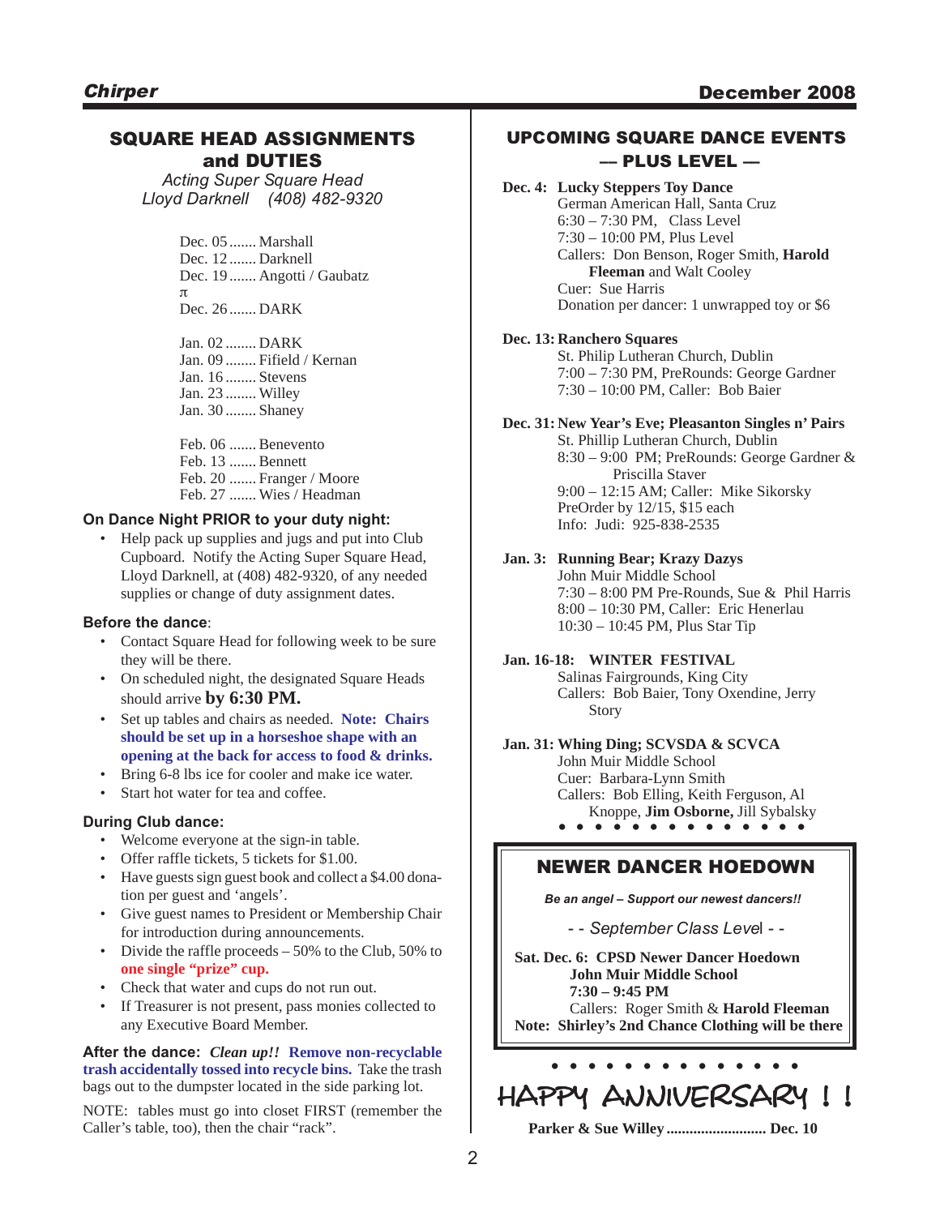## SQUARE HEAD ASSIGNMENTS and DUTIES

*Acting Super Square Head*
*Lloyd Darknell (408) 482-9320*

Dec. 05 ....... Marshall
Dec. 12 ....... Darknell
Dec. 19 ....... Angotti / Gaubatz
π
Dec. 26 ....... DARK

Jan. 02 ........ DARK
Jan. 09 ........ Fifield / Kernan
Jan. 16 ........ Stevens
Jan. 23 ........ Willey
Jan. 30 ........ Shaney

Feb. 06 ....... Benevento
Feb. 13 ....... Bennett
Feb. 20 ....... Franger / Moore
Feb. 27 ....... Wies / Headman

### On Dance Night PRIOR to your duty night:

- Help pack up supplies and jugs and put into Club Cupboard. Notify the Acting Super Square Head, Lloyd Darknell, at (408) 482-9320, of any needed supplies or change of duty assignment dates.

### Before the dance:

- Contact Square Head for following week to be sure they will be there.
- On scheduled night, the designated Square Heads should arrive **by 6:30 PM.**
- Set up tables and chairs as needed. **Note: Chairs should be set up in a horseshoe shape with an opening at the back for access to food & drinks.**
- Bring 6-8 lbs ice for cooler and make ice water.
- Start hot water for tea and coffee.

### During Club dance:

- Welcome everyone at the sign-in table.
- Offer raffle tickets, 5 tickets for $1.00.
- Have guests sign guest book and collect a $4.00 donation per guest and 'angels'.
- Give guest names to President or Membership Chair for introduction during announcements.
- Divide the raffle proceeds – 50% to the Club, 50% to **one single "prize" cup.**
- Check that water and cups do not run out.
- If Treasurer is not present, pass monies collected to any Executive Board Member.

**After the dance:** ***Clean up!!*** **Remove non-recyclable trash accidentally tossed into recycle bins.** Take the trash bags out to the dumpster located in the side parking lot.

NOTE: tables must go into closet FIRST (remember the Caller's table, too), then the chair "rack".

## UPCOMING SQUARE DANCE EVENTS — PLUS LEVEL —

**Dec. 4: Lucky Steppers Toy Dance**
German American Hall, Santa Cruz
6:30 – 7:30 PM, Class Level
7:30 – 10:00 PM, Plus Level
Callers: Don Benson, Roger Smith, **Harold Fleeman** and Walt Cooley
Cuer: Sue Harris
Donation per dancer: 1 unwrapped toy or $6

**Dec. 13: Ranchero Squares**
St. Philip Lutheran Church, Dublin
7:00 – 7:30 PM, PreRounds: George Gardner
7:30 – 10:00 PM, Caller: Bob Baier

**Dec. 31: New Year's Eve; Pleasanton Singles n' Pairs**
St. Phillip Lutheran Church, Dublin
8:30 – 9:00 PM; PreRounds: George Gardner & Priscilla Staver
9:00 – 12:15 AM; Caller: Mike Sikorsky
PreOrder by 12/15, $15 each
Info: Judi: 925-838-2535

**Jan. 3: Running Bear; Krazy Dazys**
John Muir Middle School
7:30 – 8:00 PM Pre-Rounds, Sue & Phil Harris
8:00 – 10:30 PM, Caller: Eric Henerlau
10:30 – 10:45 PM, Plus Star Tip

**Jan. 16-18: WINTER FESTIVAL**
Salinas Fairgrounds, King City
Callers: Bob Baier, Tony Oxendine, Jerry Story

**Jan. 31: Whing Ding; SCVSDA & SCVCA**
John Muir Middle School
Cuer: Barbara-Lynn Smith
Callers: Bob Elling, Keith Ferguson, Al Knoppe, **Jim Osborne,** Jill Sybalsky

## NEWER DANCER HOEDOWN

***Be an angel – Support our newest dancers!!***

*- - September Class Level - -*

**Sat. Dec. 6: CPSD Newer Dancer Hoedown**
**John Muir Middle School**
**7:30 – 9:45 PM**
Callers: Roger Smith & **Harold Fleeman**
**Note: Shirley's 2nd Chance Clothing will be there**

## HAPPY ANNIVERSARY ! !

**Parker & Sue Willey .......................... Dec. 10**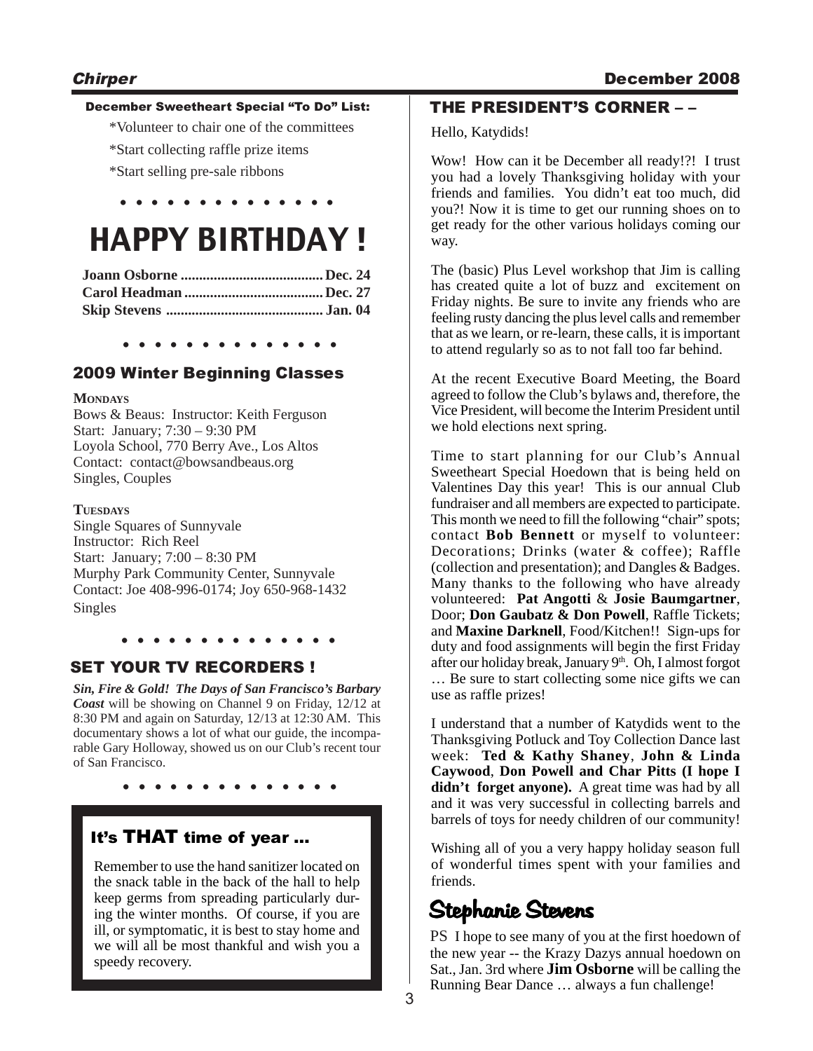### December Sweetheart Special "To Do" List:

*Volunteer to chair one of the committees

*Start collecting raffle prize items

*Start selling pre-sale ribbons

• • • • • • • • • • • • • •

# HAPPY BIRTHDAY !

**Joann Osborne ....................................... Dec. 24**
**Carol Headman ...................................... Dec. 27**
**Skip Stevens ........................................... Jan. 04**

• • • • • • • • • • • • • •

## 2009 Winter Beginning Classes

**MONDAYS**
Bows & Beaus: Instructor: Keith Ferguson
Start: January; 7:30 – 9:30 PM
Loyola School, 770 Berry Ave., Los Altos
Contact: contact@bowsandbeaus.org
Singles, Couples

**TUESDAYS**
Single Squares of Sunnyvale
Instructor: Rich Reel
Start: January; 7:00 – 8:30 PM
Murphy Park Community Center, Sunnyvale
Contact: Joe 408-996-0174; Joy 650-968-1432
Singles

• • • • • • • • • • • • • •

## SET YOUR TV RECORDERS !

***Sin, Fire & Gold! The Days of San Francisco's Barbary Coast*** will be showing on Channel 9 on Friday, 12/12 at 8:30 PM and again on Saturday, 12/13 at 12:30 AM. This documentary shows a lot of what our guide, the incomparable Gary Holloway, showed us on our Club's recent tour of San Francisco.

• • • • • • • • • • • • • •

### It's THAT time of year ...

Remember to use the hand sanitizer located on the snack table in the back of the hall to help keep germs from spreading particularly during the winter months. Of course, if you are ill, or symptomatic, it is best to stay home and we will all be most thankful and wish you a speedy recovery.

## THE PRESIDENT'S CORNER – –

Hello, Katydids!

Wow! How can it be December all ready!?! I trust you had a lovely Thanksgiving holiday with your friends and families. You didn't eat too much, did you?! Now it is time to get our running shoes on to get ready for the other various holidays coming our way.

The (basic) Plus Level workshop that Jim is calling has created quite a lot of buzz and excitement on Friday nights. Be sure to invite any friends who are feeling rusty dancing the plus level calls and remember that as we learn, or re-learn, these calls, it is important to attend regularly so as to not fall too far behind.

At the recent Executive Board Meeting, the Board agreed to follow the Club's bylaws and, therefore, the Vice President, will become the Interim President until we hold elections next spring.

Time to start planning for our Club's Annual Sweetheart Special Hoedown that is being held on Valentines Day this year! This is our annual Club fundraiser and all members are expected to participate. This month we need to fill the following "chair" spots; contact **Bob Bennett** or myself to volunteer: Decorations; Drinks (water & coffee); Raffle (collection and presentation); and Dangles & Badges. Many thanks to the following who have already volunteered: **Pat Angotti** & **Josie Baumgartner**, Door; **Don Gaubatz & Don Powell**, Raffle Tickets; and **Maxine Darknell**, Food/Kitchen!! Sign-ups for duty and food assignments will begin the first Friday after our holiday break, January 9th. Oh, I almost forgot … Be sure to start collecting some nice gifts we can use as raffle prizes!

I understand that a number of Katydids went to the Thanksgiving Potluck and Toy Collection Dance last week: **Ted & Kathy Shaney**, **John & Linda Caywood**, **Don Powell and Char Pitts (I hope I didn't forget anyone).** A great time was had by all and it was very successful in collecting barrels and barrels of toys for needy children of our community!

Wishing all of you a very happy holiday season full of wonderful times spent with your families and friends.

**Stephanie Stevens**

PS I hope to see many of you at the first hoedown of the new year -- the Krazy Dazys annual hoedown on Sat., Jan. 3rd where **Jim Osborne** will be calling the Running Bear Dance … always a fun challenge!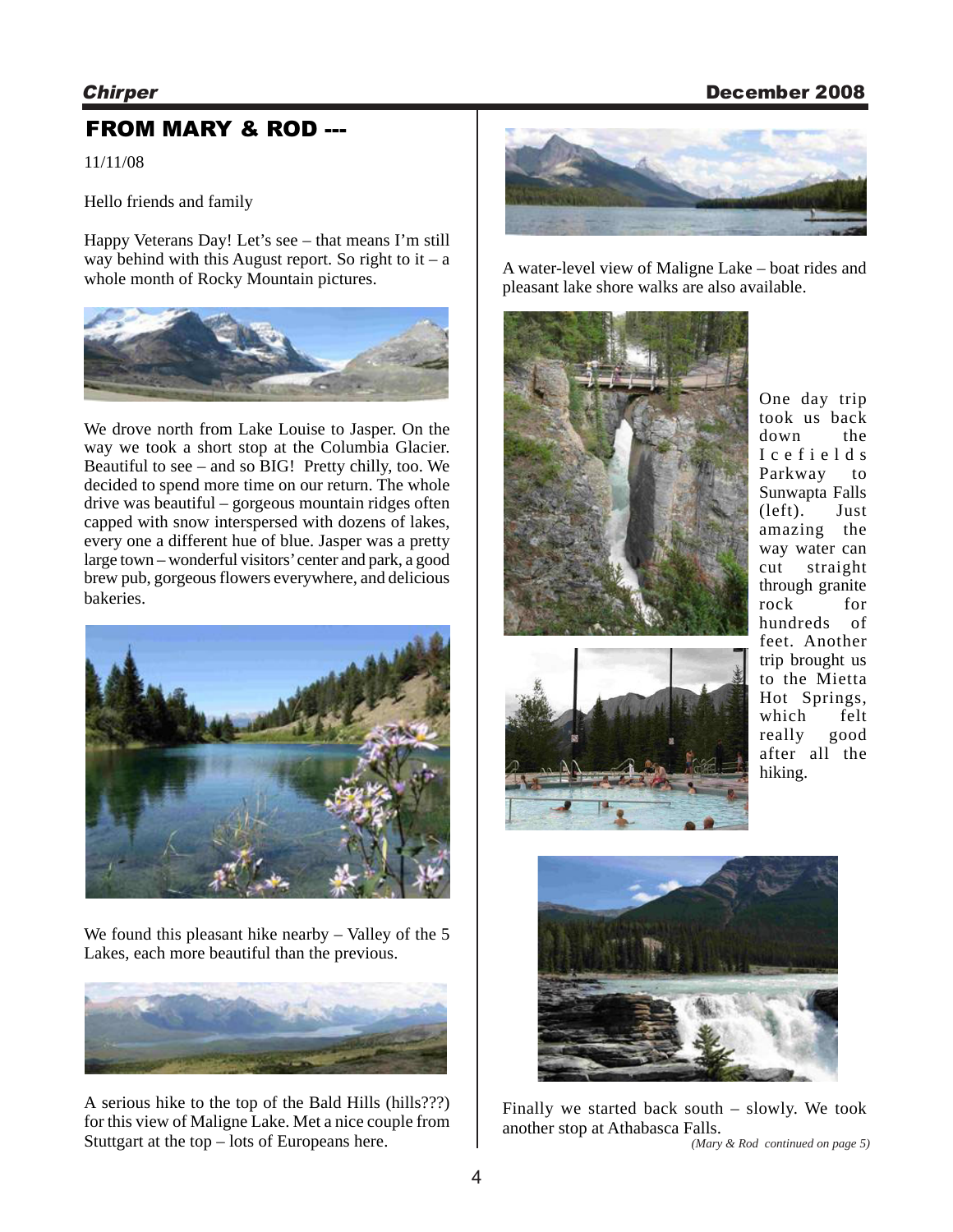## FROM MARY & ROD ---

11/11/08

Hello friends and family

Happy Veterans Day! Let's see – that means I'm still way behind with this August report. So right to it – a whole month of Rocky Mountain pictures.

We drove north from Lake Louise to Jasper. On the way we took a short stop at the Columbia Glacier. Beautiful to see – and so BIG! Pretty chilly, too. We decided to spend more time on our return. The whole drive was beautiful – gorgeous mountain ridges often capped with snow interspersed with dozens of lakes, every one a different hue of blue. Jasper was a pretty large town – wonderful visitors' center and park, a good brew pub, gorgeous flowers everywhere, and delicious bakeries.

We found this pleasant hike nearby – Valley of the 5 Lakes, each more beautiful than the previous.

A serious hike to the top of the Bald Hills (hills???) for this view of Maligne Lake. Met a nice couple from Stuttgart at the top – lots of Europeans here.

A water-level view of Maligne Lake – boat rides and pleasant lake shore walks are also available.

One day trip took us back down the Icefields Parkway to Sunwapta Falls (left). Just amazing the way water can cut straight through granite rock for hundreds of feet. Another trip brought us to the Mietta Hot Springs, which felt really good after all the hiking.

Finally we started back south – slowly. We took another stop at Athabasca Falls.

*(Mary & Rod continued on page 5)*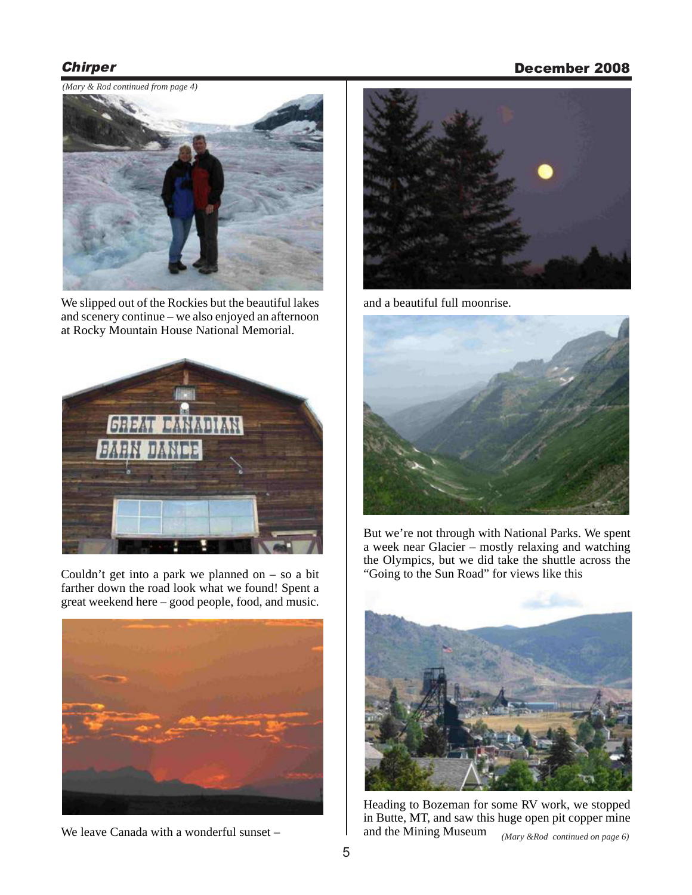*(Mary & Rod continued from page 4)*

We slipped out of the Rockies but the beautiful lakes and scenery continue – we also enjoyed an afternoon at Rocky Mountain House National Memorial.

Couldn't get into a park we planned on – so a bit farther down the road look what we found! Spent a great weekend here – good people, food, and music.

We leave Canada with a wonderful sunset –

and a beautiful full moonrise.

But we're not through with National Parks. We spent a week near Glacier – mostly relaxing and watching the Olympics, but we did take the shuttle across the "Going to the Sun Road" for views like this

Heading to Bozeman for some RV work, we stopped in Butte, MT, and saw this huge open pit copper mine and the Mining Museum *(Mary &Rod continued on page 6)*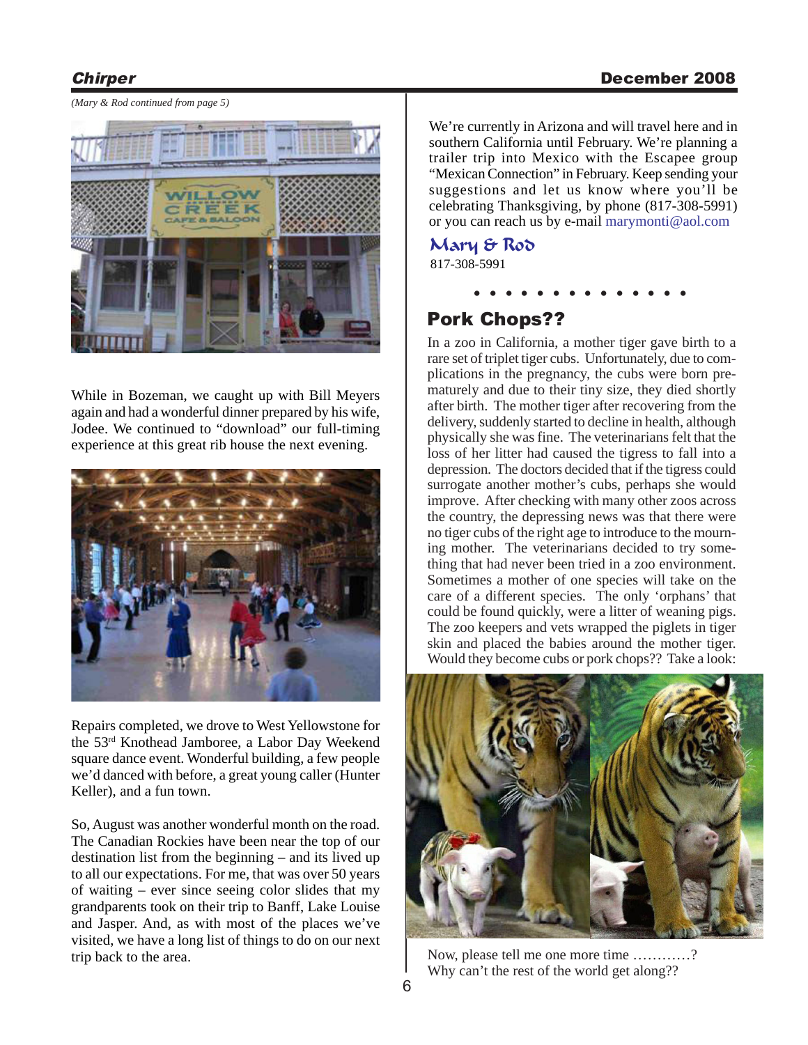*(Mary & Rod continued from page 5)*

While in Bozeman, we caught up with Bill Meyers again and had a wonderful dinner prepared by his wife, Jodee. We continued to "download" our full-timing experience at this great rib house the next evening.

Repairs completed, we drove to West Yellowstone for the 53rd Knothead Jamboree, a Labor Day Weekend square dance event. Wonderful building, a few people we'd danced with before, a great young caller (Hunter Keller), and a fun town.

So, August was another wonderful month on the road. The Canadian Rockies have been near the top of our destination list from the beginning – and its lived up to all our expectations. For me, that was over 50 years of waiting – ever since seeing color slides that my grandparents took on their trip to Banff, Lake Louise and Jasper. And, as with most of the places we've visited, we have a long list of things to do on our next trip back to the area.

We're currently in Arizona and will travel here and in southern California until February. We're planning a trailer trip into Mexico with the Escapee group "Mexican Connection" in February. Keep sending your suggestions and let us know where you'll be celebrating Thanksgiving, by phone (817-308-5991) or you can reach us by e-mail marymonti@aol.com

Mary & Rod
817-308-5991

• • • • • • • • • • • • • •

## Pork Chops??

In a zoo in California, a mother tiger gave birth to a rare set of triplet tiger cubs. Unfortunately, due to complications in the pregnancy, the cubs were born prematurely and due to their tiny size, they died shortly after birth. The mother tiger after recovering from the delivery, suddenly started to decline in health, although physically she was fine. The veterinarians felt that the loss of her litter had caused the tigress to fall into a depression. The doctors decided that if the tigress could surrogate another mother's cubs, perhaps she would improve. After checking with many other zoos across the country, the depressing news was that there were no tiger cubs of the right age to introduce to the mourning mother. The veterinarians decided to try something that had never been tried in a zoo environment. Sometimes a mother of one species will take on the care of a different species. The only 'orphans' that could be found quickly, were a litter of weaning pigs. The zoo keepers and vets wrapped the piglets in tiger skin and placed the babies around the mother tiger. Would they become cubs or pork chops?? Take a look:

Now, please tell me one more time …………?
Why can't the rest of the world get along??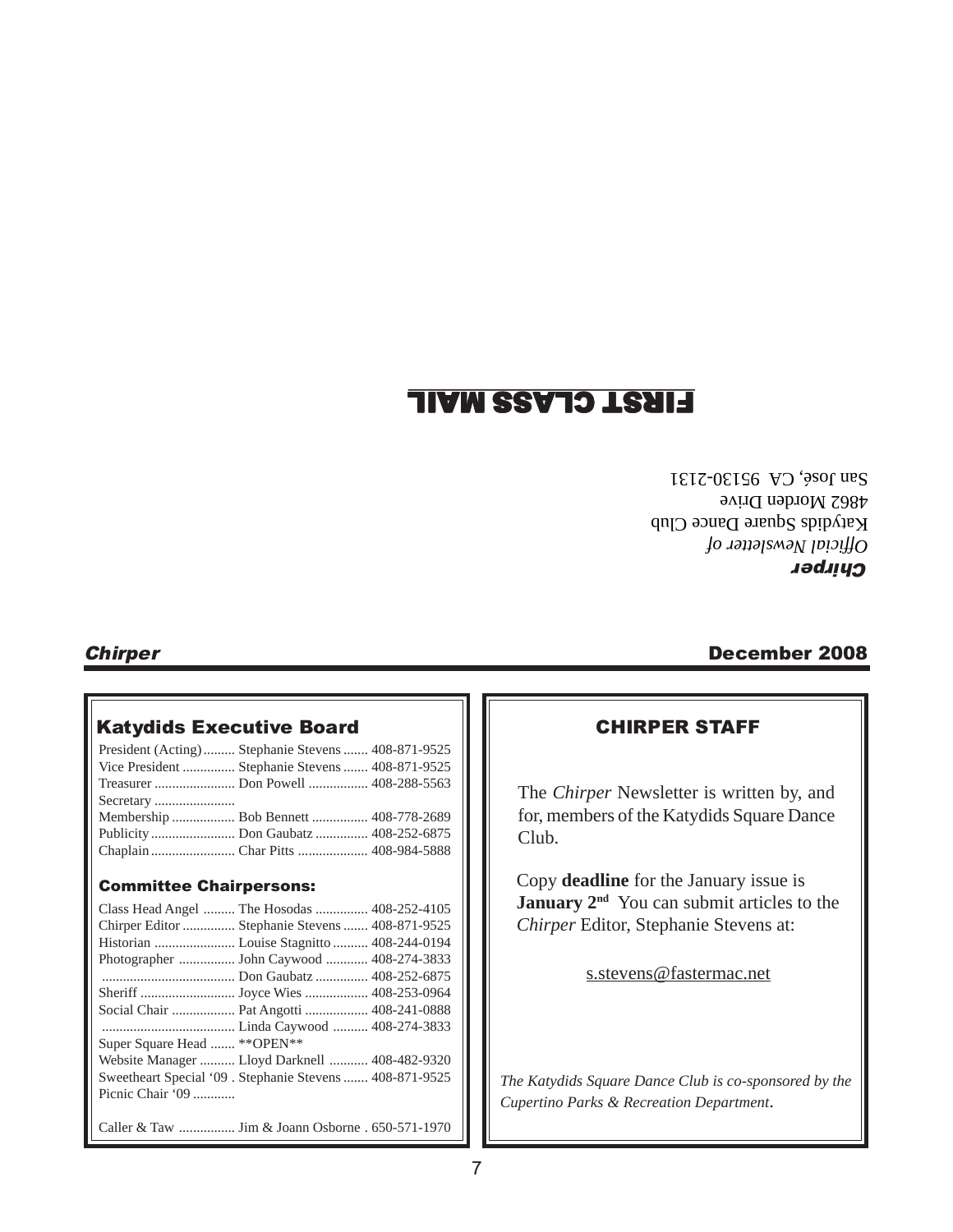**FIRST CLASS MAIL**

***Chirper***
*Official Newsletter of*
Katydids Square Dance Club
4862 Morden Drive
San José, CA 95130-2131

## Katydids Executive Board

| | | |
|---|---|---|
| President (Acting) | Stephanie Stevens | 408-871-9525 |
| Vice President | Stephanie Stevens | 408-871-9525 |
| Treasurer | Don Powell | 408-288-5563 |
| Secretary | | |
| Membership | Bob Bennett | 408-778-2689 |
| Publicity | Don Gaubatz | 408-252-6875 |
| Chaplain | Char Pitts | 408-984-5888 |

### Committee Chairpersons:

| | | |
|---|---|---|
| Class Head Angel | The Hosodas | 408-252-4105 |
| Chirper Editor | Stephanie Stevens | 408-871-9525 |
| Historian | Louise Stagnitto | 408-244-0194 |
| Photographer | John Caywood | 408-274-3833 |
| | Don Gaubatz | 408-252-6875 |
| Sheriff | Joyce Wies | 408-253-0964 |
| Social Chair | Pat Angotti | 408-241-0888 |
| | Linda Caywood | 408-274-3833 |
| Super Square Head | \*\*OPEN\*\* | |
| Website Manager | Lloyd Darknell | 408-482-9320 |
| Sweetheart Special '09 | Stephanie Stevens | 408-871-9525 |
| Picnic Chair '09 | | |
| Caller & Taw | Jim & Joann Osborne | 650-571-1970 |

## CHIRPER STAFF

The *Chirper* Newsletter is written by, and for, members of the Katydids Square Dance Club.

Copy **deadline** for the January issue is **January 2nd** You can submit articles to the *Chirper* Editor, Stephanie Stevens at:

s.stevens@fastermac.net

*The Katydids Square Dance Club is co-sponsored by the Cupertino Parks & Recreation Department.*